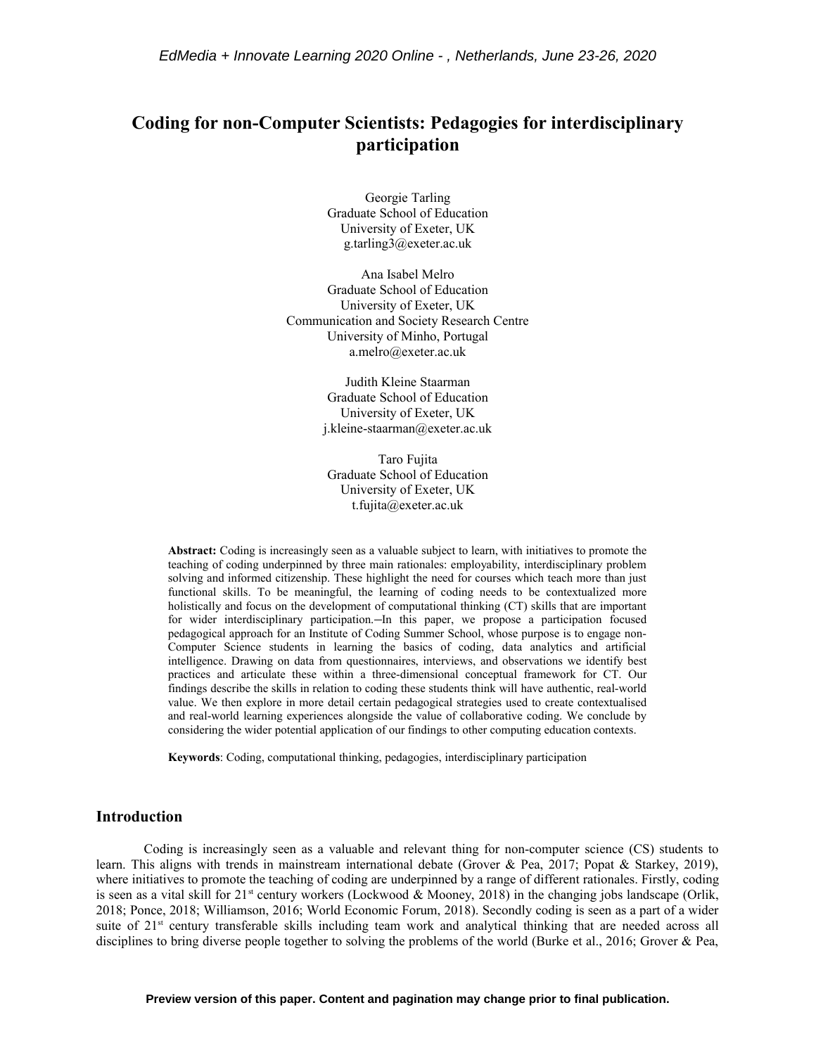# Coding for non-Computer Scientists: Pedagogies for interdisciplinary participation

Georgie Tarling
Graduate School of Education
University of Exeter, UK
g.tarling3@exeter.ac.uk

Ana Isabel Melro
Graduate School of Education
University of Exeter, UK
Communication and Society Research Centre
University of Minho, Portugal
a.melro@exeter.ac.uk

Judith Kleine Staarman
Graduate School of Education
University of Exeter, UK
j.kleine-staarman@exeter.ac.uk

Taro Fujita
Graduate School of Education
University of Exeter, UK
t.fujita@exeter.ac.uk

**Abstract:** Coding is increasingly seen as a valuable subject to learn, with initiatives to promote the teaching of coding underpinned by three main rationales: employability, interdisciplinary problem solving and informed citizenship. These highlight the need for courses which teach more than just functional skills. To be meaningful, the learning of coding needs to be contextualized more holistically and focus on the development of computational thinking (CT) skills that are important for wider interdisciplinary participation. In this paper, we propose a participation focused pedagogical approach for an Institute of Coding Summer School, whose purpose is to engage non-Computer Science students in learning the basics of coding, data analytics and artificial intelligence. Drawing on data from questionnaires, interviews, and observations we identify best practices and articulate these within a three-dimensional conceptual framework for CT. Our findings describe the skills in relation to coding these students think will have authentic, real-world value. We then explore in more detail certain pedagogical strategies used to create contextualised and real-world learning experiences alongside the value of collaborative coding. We conclude by considering the wider potential application of our findings to other computing education contexts.

**Keywords**: Coding, computational thinking, pedagogies, interdisciplinary participation

## Introduction

Coding is increasingly seen as a valuable and relevant thing for non-computer science (CS) students to learn. This aligns with trends in mainstream international debate (Grover & Pea, 2017; Popat & Starkey, 2019), where initiatives to promote the teaching of coding are underpinned by a range of different rationales. Firstly, coding is seen as a vital skill for 21st century workers (Lockwood & Mooney, 2018) in the changing jobs landscape (Orlik, 2018; Ponce, 2018; Williamson, 2016; World Economic Forum, 2018). Secondly coding is seen as a part of a wider suite of 21st century transferable skills including team work and analytical thinking that are needed across all disciplines to bring diverse people together to solving the problems of the world (Burke et al., 2016; Grover & Pea,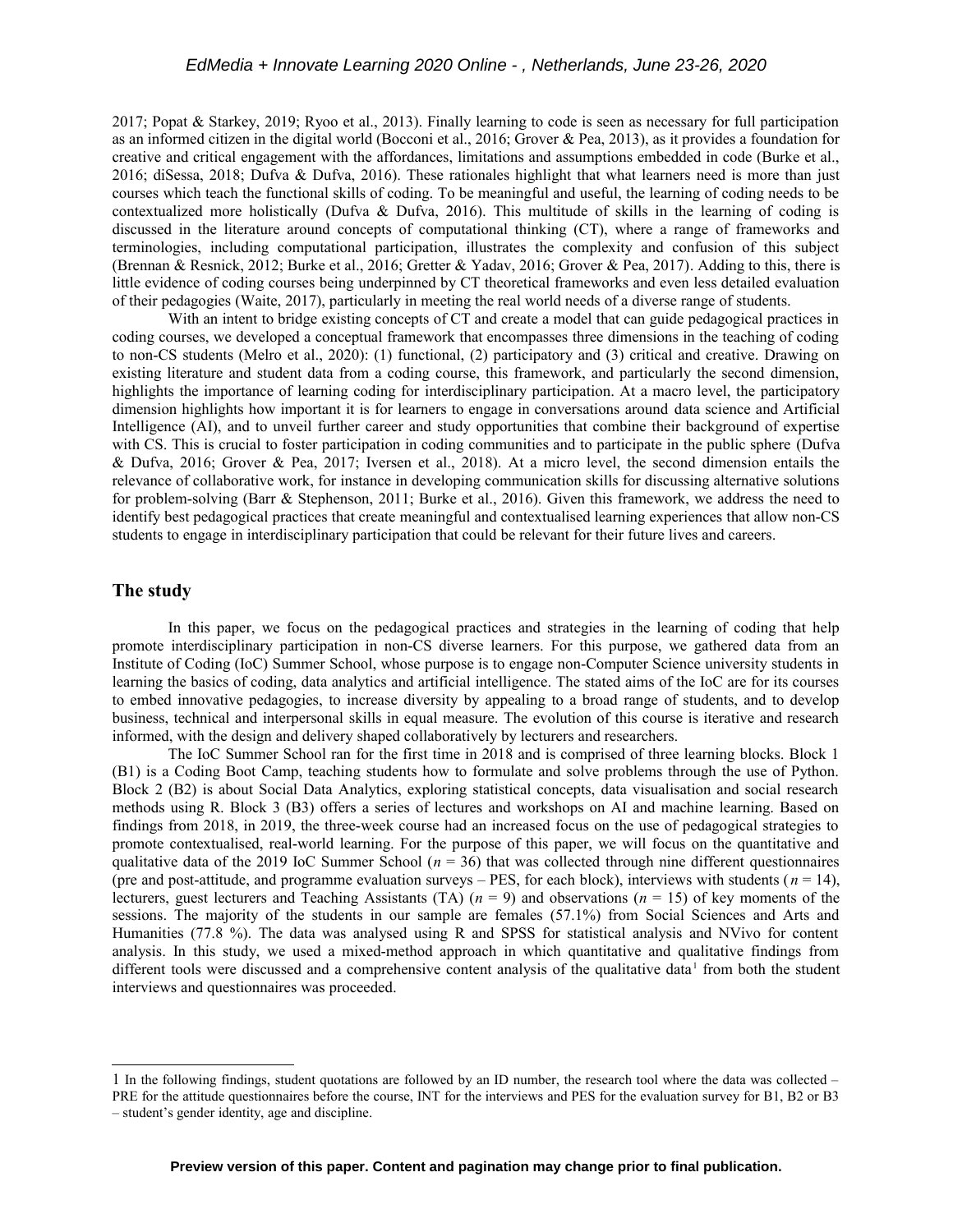2017; Popat & Starkey, 2019; Ryoo et al., 2013). Finally learning to code is seen as necessary for full participation as an informed citizen in the digital world (Bocconi et al., 2016; Grover & Pea, 2013), as it provides a foundation for creative and critical engagement with the affordances, limitations and assumptions embedded in code (Burke et al., 2016; diSessa, 2018; Dufva & Dufva, 2016). These rationales highlight that what learners need is more than just courses which teach the functional skills of coding. To be meaningful and useful, the learning of coding needs to be contextualized more holistically (Dufva & Dufva, 2016). This multitude of skills in the learning of coding is discussed in the literature around concepts of computational thinking (CT), where a range of frameworks and terminologies, including computational participation, illustrates the complexity and confusion of this subject (Brennan & Resnick, 2012; Burke et al., 2016; Gretter & Yadav, 2016; Grover & Pea, 2017). Adding to this, there is little evidence of coding courses being underpinned by CT theoretical frameworks and even less detailed evaluation of their pedagogies (Waite, 2017), particularly in meeting the real world needs of a diverse range of students.

With an intent to bridge existing concepts of CT and create a model that can guide pedagogical practices in coding courses, we developed a conceptual framework that encompasses three dimensions in the teaching of coding to non-CS students (Melro et al., 2020): (1) functional, (2) participatory and (3) critical and creative. Drawing on existing literature and student data from a coding course, this framework, and particularly the second dimension, highlights the importance of learning coding for interdisciplinary participation. At a macro level, the participatory dimension highlights how important it is for learners to engage in conversations around data science and Artificial Intelligence (AI), and to unveil further career and study opportunities that combine their background of expertise with CS. This is crucial to foster participation in coding communities and to participate in the public sphere (Dufva & Dufva, 2016; Grover & Pea, 2017; Iversen et al., 2018). At a micro level, the second dimension entails the relevance of collaborative work, for instance in developing communication skills for discussing alternative solutions for problem-solving (Barr & Stephenson, 2011; Burke et al., 2016). Given this framework, we address the need to identify best pedagogical practices that create meaningful and contextualised learning experiences that allow non-CS students to engage in interdisciplinary participation that could be relevant for their future lives and careers.

## The study

In this paper, we focus on the pedagogical practices and strategies in the learning of coding that help promote interdisciplinary participation in non-CS diverse learners. For this purpose, we gathered data from an Institute of Coding (IoC) Summer School, whose purpose is to engage non-Computer Science university students in learning the basics of coding, data analytics and artificial intelligence. The stated aims of the IoC are for its courses to embed innovative pedagogies, to increase diversity by appealing to a broad range of students, and to develop business, technical and interpersonal skills in equal measure. The evolution of this course is iterative and research informed, with the design and delivery shaped collaboratively by lecturers and researchers.

The IoC Summer School ran for the first time in 2018 and is comprised of three learning blocks. Block 1 (B1) is a Coding Boot Camp, teaching students how to formulate and solve problems through the use of Python. Block 2 (B2) is about Social Data Analytics, exploring statistical concepts, data visualisation and social research methods using R. Block 3 (B3) offers a series of lectures and workshops on AI and machine learning. Based on findings from 2018, in 2019, the three-week course had an increased focus on the use of pedagogical strategies to promote contextualised, real-world learning. For the purpose of this paper, we will focus on the quantitative and qualitative data of the 2019 IoC Summer School ($n$ = 36) that was collected through nine different questionnaires (pre and post-attitude, and programme evaluation surveys – PES, for each block), interviews with students ($n$ = 14), lecturers, guest lecturers and Teaching Assistants (TA) ($n$ = 9) and observations ($n$ = 15) of key moments of the sessions. The majority of the students in our sample are females (57.1%) from Social Sciences and Arts and Humanities (77.8 %). The data was analysed using R and SPSS for statistical analysis and NVivo for content analysis. In this study, we used a mixed-method approach in which quantitative and qualitative findings from different tools were discussed and a comprehensive content analysis of the qualitative data[1] from both the student interviews and questionnaires was proceeded.

[1] In the following findings, student quotations are followed by an ID number, the research tool where the data was collected – PRE for the attitude questionnaires before the course, INT for the interviews and PES for the evaluation survey for B1, B2 or B3 – student's gender identity, age and discipline.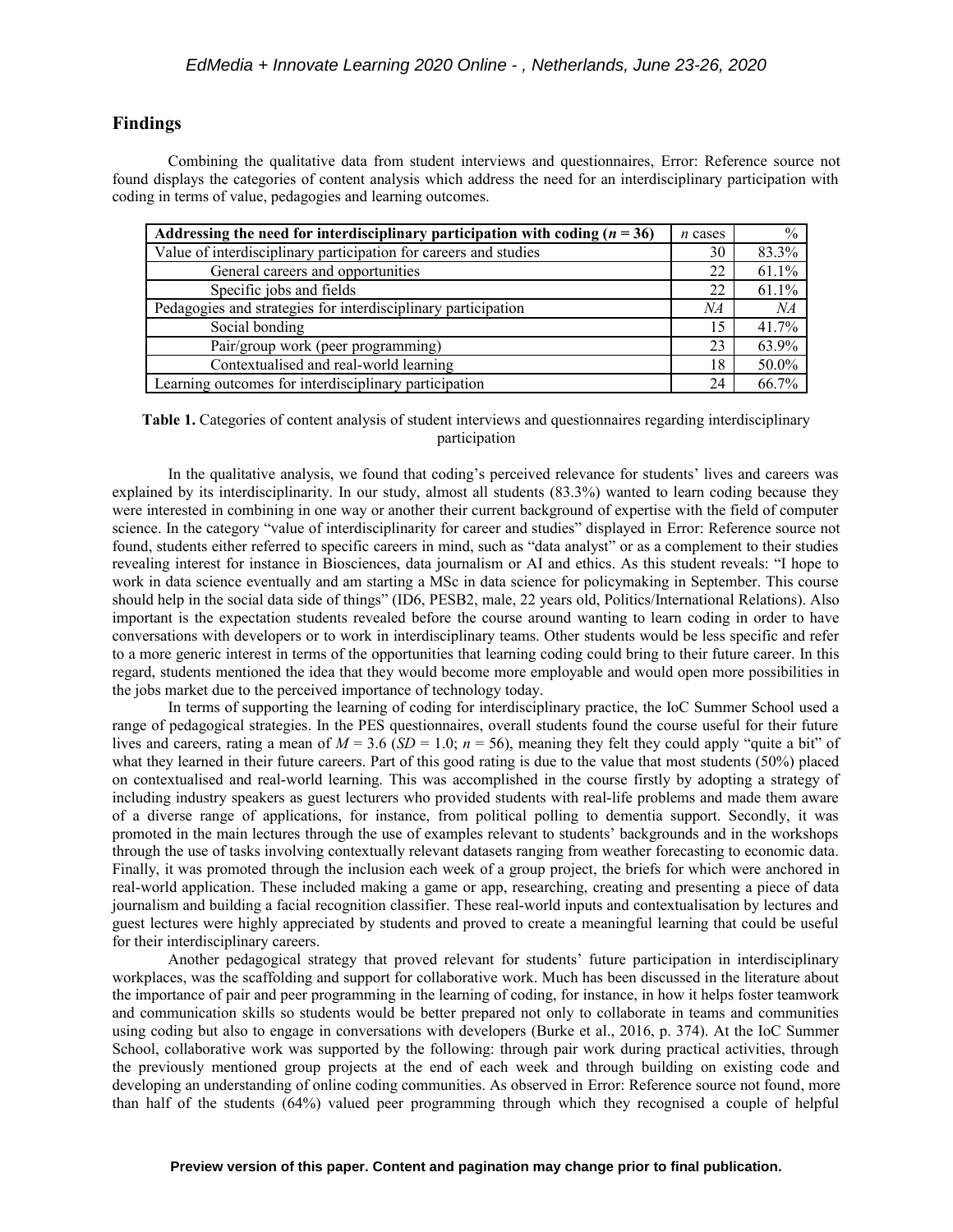## Findings

Combining the qualitative data from student interviews and questionnaires, Error: Reference source not found displays the categories of content analysis which address the need for an interdisciplinary participation with coding in terms of value, pedagogies and learning outcomes.

| **Addressing the need for interdisciplinary participation with coding ($n$ = 36)** | *n* cases | % |
|---|---|---|
| Value of interdisciplinary participation for careers and studies | 30 | 83.3% |
| General careers and opportunities | 22 | 61.1% |
| Specific jobs and fields | 22 | 61.1% |
| Pedagogies and strategies for interdisciplinary participation | *NA* | *NA* |
| Social bonding | 15 | 41.7% |
| Pair/group work (peer programming) | 23 | 63.9% |
| Contextualised and real-world learning | 18 | 50.0% |
| Learning outcomes for interdisciplinary participation | 24 | 66.7% |

**Table 1.** Categories of content analysis of student interviews and questionnaires regarding interdisciplinary participation

In the qualitative analysis, we found that coding's perceived relevance for students' lives and careers was explained by its interdisciplinarity. In our study, almost all students (83.3%) wanted to learn coding because they were interested in combining in one way or another their current background of expertise with the field of computer science. In the category "value of interdisciplinarity for career and studies" displayed in Error: Reference source not found, students either referred to specific careers in mind, such as "data analyst" or as a complement to their studies revealing interest for instance in Biosciences, data journalism or AI and ethics. As this student reveals: "I hope to work in data science eventually and am starting a MSc in data science for policymaking in September. This course should help in the social data side of things" (ID6, PESB2, male, 22 years old, Politics/International Relations). Also important is the expectation students revealed before the course around wanting to learn coding in order to have conversations with developers or to work in interdisciplinary teams. Other students would be less specific and refer to a more generic interest in terms of the opportunities that learning coding could bring to their future career. In this regard, students mentioned the idea that they would become more employable and would open more possibilities in the jobs market due to the perceived importance of technology today.

In terms of supporting the learning of coding for interdisciplinary practice, the IoC Summer School used a range of pedagogical strategies. In the PES questionnaires, overall students found the course useful for their future lives and careers, rating a mean of $M = 3.6$ ($SD = 1.0$; $n = 56$), meaning they felt they could apply "quite a bit" of what they learned in their future careers. Part of this good rating is due to the value that most students (50%) placed on contextualised and real-world learning. This was accomplished in the course firstly by adopting a strategy of including industry speakers as guest lecturers who provided students with real-life problems and made them aware of a diverse range of applications, for instance, from political polling to dementia support. Secondly, it was promoted in the main lectures through the use of examples relevant to students' backgrounds and in the workshops through the use of tasks involving contextually relevant datasets ranging from weather forecasting to economic data. Finally, it was promoted through the inclusion each week of a group project, the briefs for which were anchored in real-world application. These included making a game or app, researching, creating and presenting a piece of data journalism and building a facial recognition classifier. These real-world inputs and contextualisation by lectures and guest lectures were highly appreciated by students and proved to create a meaningful learning that could be useful for their interdisciplinary careers.

Another pedagogical strategy that proved relevant for students' future participation in interdisciplinary workplaces, was the scaffolding and support for collaborative work. Much has been discussed in the literature about the importance of pair and peer programming in the learning of coding, for instance, in how it helps foster teamwork and communication skills so students would be better prepared not only to collaborate in teams and communities using coding but also to engage in conversations with developers (Burke et al., 2016, p. 374). At the IoC Summer School, collaborative work was supported by the following: through pair work during practical activities, through the previously mentioned group projects at the end of each week and through building on existing code and developing an understanding of online coding communities. As observed in Error: Reference source not found, more than half of the students (64%) valued peer programming through which they recognised a couple of helpful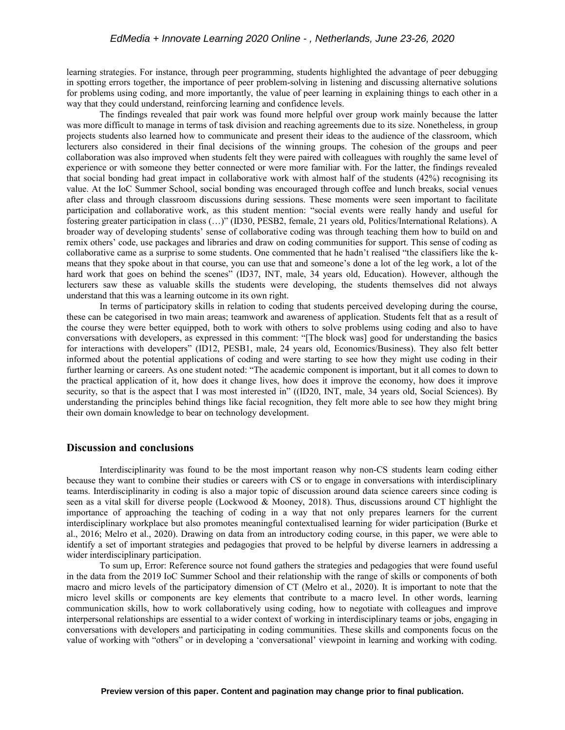learning strategies. For instance, through peer programming, students highlighted the advantage of peer debugging in spotting errors together, the importance of peer problem-solving in listening and discussing alternative solutions for problems using coding, and more importantly, the value of peer learning in explaining things to each other in a way that they could understand, reinforcing learning and confidence levels.

The findings revealed that pair work was found more helpful over group work mainly because the latter was more difficult to manage in terms of task division and reaching agreements due to its size. Nonetheless, in group projects students also learned how to communicate and present their ideas to the audience of the classroom, which lecturers also considered in their final decisions of the winning groups. The cohesion of the groups and peer collaboration was also improved when students felt they were paired with colleagues with roughly the same level of experience or with someone they better connected or were more familiar with. For the latter, the findings revealed that social bonding had great impact in collaborative work with almost half of the students (42%) recognising its value. At the IoC Summer School, social bonding was encouraged through coffee and lunch breaks, social venues after class and through classroom discussions during sessions. These moments were seen important to facilitate participation and collaborative work, as this student mention: "social events were really handy and useful for fostering greater participation in class (…)" (ID30, PESB2, female, 21 years old, Politics/International Relations). A broader way of developing students' sense of collaborative coding was through teaching them how to build on and remix others' code, use packages and libraries and draw on coding communities for support. This sense of coding as collaborative came as a surprise to some students. One commented that he hadn't realised "the classifiers like the k-means that they spoke about in that course, you can use that and someone's done a lot of the leg work, a lot of the hard work that goes on behind the scenes" (ID37, INT, male, 34 years old, Education). However, although the lecturers saw these as valuable skills the students were developing, the students themselves did not always understand that this was a learning outcome in its own right.

In terms of participatory skills in relation to coding that students perceived developing during the course, these can be categorised in two main areas; teamwork and awareness of application. Students felt that as a result of the course they were better equipped, both to work with others to solve problems using coding and also to have conversations with developers, as expressed in this comment: "[The block was] good for understanding the basics for interactions with developers" (ID12, PESB1, male, 24 years old, Economics/Business). They also felt better informed about the potential applications of coding and were starting to see how they might use coding in their further learning or careers. As one student noted: "The academic component is important, but it all comes to down to the practical application of it, how does it change lives, how does it improve the economy, how does it improve security, so that is the aspect that I was most interested in" ((ID20, INT, male, 34 years old, Social Sciences). By understanding the principles behind things like facial recognition, they felt more able to see how they might bring their own domain knowledge to bear on technology development.

## Discussion and conclusions

Interdisciplinarity was found to be the most important reason why non-CS students learn coding either because they want to combine their studies or careers with CS or to engage in conversations with interdisciplinary teams. Interdisciplinarity in coding is also a major topic of discussion around data science careers since coding is seen as a vital skill for diverse people (Lockwood & Mooney, 2018). Thus, discussions around CT highlight the importance of approaching the teaching of coding in a way that not only prepares learners for the current interdisciplinary workplace but also promotes meaningful contextualised learning for wider participation (Burke et al., 2016; Melro et al., 2020). Drawing on data from an introductory coding course, in this paper, we were able to identify a set of important strategies and pedagogies that proved to be helpful by diverse learners in addressing a wider interdisciplinary participation.

To sum up, Error: Reference source not found gathers the strategies and pedagogies that were found useful in the data from the 2019 IoC Summer School and their relationship with the range of skills or components of both macro and micro levels of the participatory dimension of CT (Melro et al., 2020). It is important to note that the micro level skills or components are key elements that contribute to a macro level. In other words, learning communication skills, how to work collaboratively using coding, how to negotiate with colleagues and improve interpersonal relationships are essential to a wider context of working in interdisciplinary teams or jobs, engaging in conversations with developers and participating in coding communities. These skills and components focus on the value of working with "others" or in developing a 'conversational' viewpoint in learning and working with coding.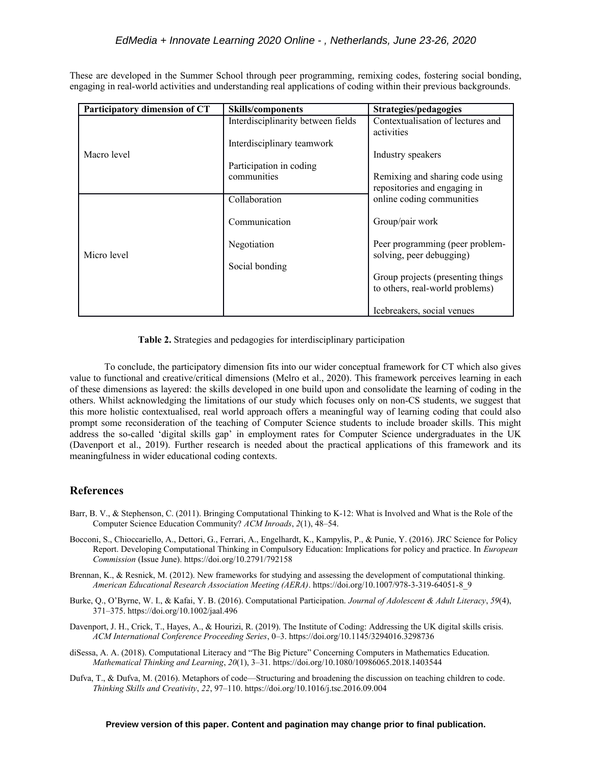These are developed in the Summer School through peer programming, remixing codes, fostering social bonding, engaging in real-world activities and understanding real applications of coding within their previous backgrounds.

| Participatory dimension of CT | Skills/components | Strategies/pedagogies |
|---|---|---|
| Macro level | Interdisciplinarity between fields<br><br>Interdisciplinary teamwork<br><br>Participation in coding communities | Contextualisation of lectures and activities<br><br>Industry speakers<br><br>Remixing and sharing code using repositories and engaging in online coding communities<br><br>Group/pair work<br><br>Peer programming (peer problem-solving, peer debugging)<br><br>Group projects (presenting things to others, real-world problems)<br><br>Icebreakers, social venues |
| Micro level | Collaboration<br><br>Communication<br><br>Negotiation<br><br>Social bonding | |

**Table 2.** Strategies and pedagogies for interdisciplinary participation

To conclude, the participatory dimension fits into our wider conceptual framework for CT which also gives value to functional and creative/critical dimensions (Melro et al., 2020). This framework perceives learning in each of these dimensions as layered: the skills developed in one build upon and consolidate the learning of coding in the others. Whilst acknowledging the limitations of our study which focuses only on non-CS students, we suggest that this more holistic contextualised, real world approach offers a meaningful way of learning coding that could also prompt some reconsideration of the teaching of Computer Science students to include broader skills. This might address the so-called 'digital skills gap' in employment rates for Computer Science undergraduates in the UK (Davenport et al., 2019). Further research is needed about the practical applications of this framework and its meaningfulness in wider educational coding contexts.

## References

Barr, B. V., & Stephenson, C. (2011). Bringing Computational Thinking to K-12: What is Involved and What is the Role of the Computer Science Education Community? *ACM Inroads*, *2*(1), 48–54.

Bocconi, S., Chioccariello, A., Dettori, G., Ferrari, A., Engelhardt, K., Kampylis, P., & Punie, Y. (2016). JRC Science for Policy Report. Developing Computational Thinking in Compulsory Education: Implications for policy and practice. In *European Commission* (Issue June). https://doi.org/10.2791/792158

Brennan, K., & Resnick, M. (2012). New frameworks for studying and assessing the development of computational thinking. *American Educational Research Association Meeting (AERA)*. https://doi.org/10.1007/978-3-319-64051-8_9

Burke, Q., O'Byrne, W. I., & Kafai, Y. B. (2016). Computational Participation. *Journal of Adolescent & Adult Literacy*, *59*(4), 371–375. https://doi.org/10.1002/jaal.496

Davenport, J. H., Crick, T., Hayes, A., & Hourizi, R. (2019). The Institute of Coding: Addressing the UK digital skills crisis. *ACM International Conference Proceeding Series*, 0–3. https://doi.org/10.1145/3294016.3298736

diSessa, A. A. (2018). Computational Literacy and "The Big Picture" Concerning Computers in Mathematics Education. *Mathematical Thinking and Learning*, *20*(1), 3–31. https://doi.org/10.1080/10986065.2018.1403544

Dufva, T., & Dufva, M. (2016). Metaphors of code—Structuring and broadening the discussion on teaching children to code. *Thinking Skills and Creativity*, *22*, 97–110. https://doi.org/10.1016/j.tsc.2016.09.004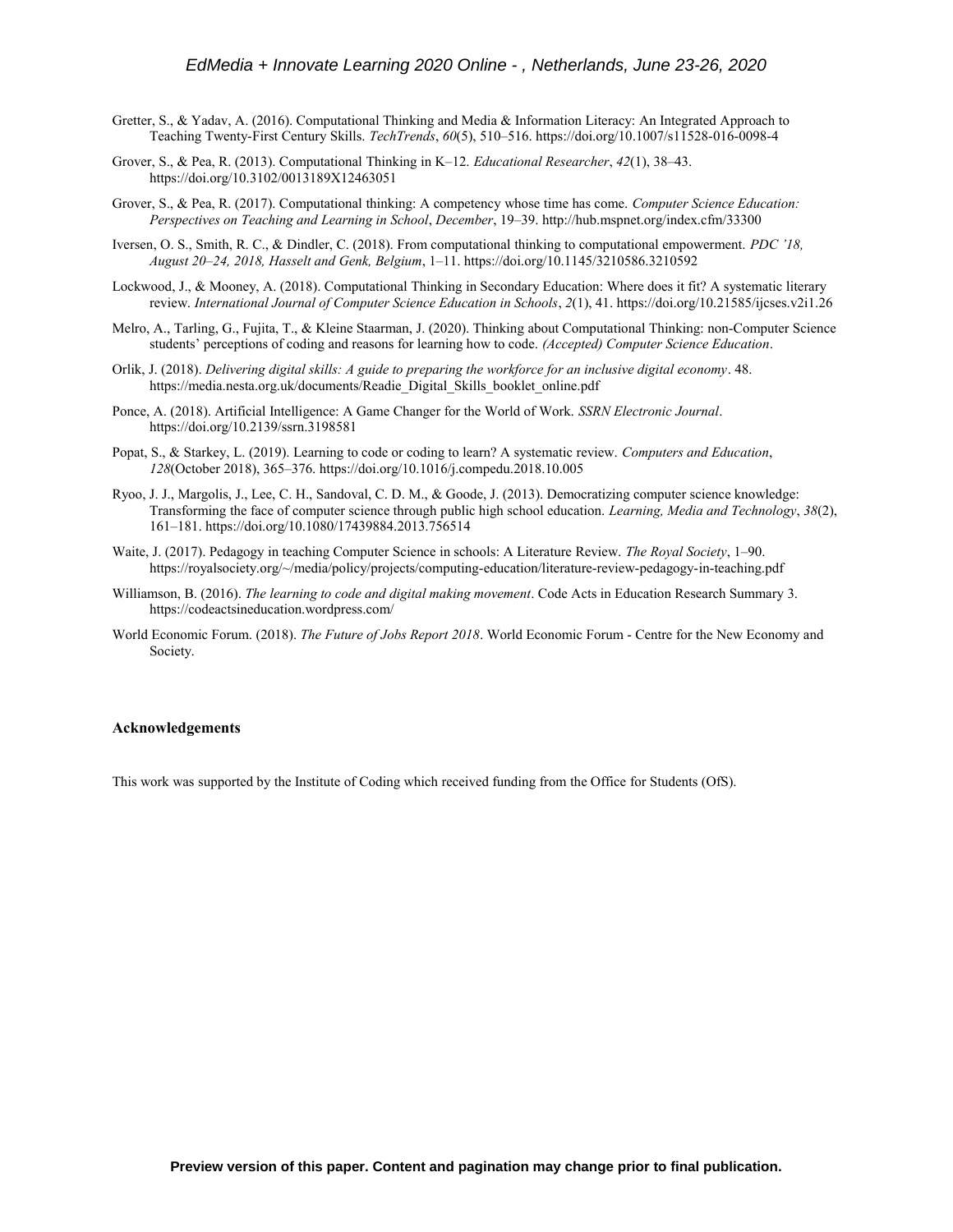Gretter, S., & Yadav, A. (2016). Computational Thinking and Media & Information Literacy: An Integrated Approach to Teaching Twenty-First Century Skills. *TechTrends*, *60*(5), 510–516. https://doi.org/10.1007/s11528-016-0098-4

Grover, S., & Pea, R. (2013). Computational Thinking in K–12. *Educational Researcher*, *42*(1), 38–43. https://doi.org/10.3102/0013189X12463051

Grover, S., & Pea, R. (2017). Computational thinking: A competency whose time has come. *Computer Science Education: Perspectives on Teaching and Learning in School*, *December*, 19–39. http://hub.mspnet.org/index.cfm/33300

Iversen, O. S., Smith, R. C., & Dindler, C. (2018). From computational thinking to computational empowerment. *PDC '18, August 20–24, 2018, Hasselt and Genk, Belgium*, 1–11. https://doi.org/10.1145/3210586.3210592

Lockwood, J., & Mooney, A. (2018). Computational Thinking in Secondary Education: Where does it fit? A systematic literary review. *International Journal of Computer Science Education in Schools*, *2*(1), 41. https://doi.org/10.21585/ijcses.v2i1.26

Melro, A., Tarling, G., Fujita, T., & Kleine Staarman, J. (2020). Thinking about Computational Thinking: non-Computer Science students' perceptions of coding and reasons for learning how to code. *(Accepted) Computer Science Education*.

Orlik, J. (2018). *Delivering digital skills: A guide to preparing the workforce for an inclusive digital economy*. 48. https://media.nesta.org.uk/documents/Readie_Digital_Skills_booklet_online.pdf

Ponce, A. (2018). Artificial Intelligence: A Game Changer for the World of Work. *SSRN Electronic Journal*. https://doi.org/10.2139/ssrn.3198581

Popat, S., & Starkey, L. (2019). Learning to code or coding to learn? A systematic review. *Computers and Education*, *128*(October 2018), 365–376. https://doi.org/10.1016/j.compedu.2018.10.005

Ryoo, J. J., Margolis, J., Lee, C. H., Sandoval, C. D. M., & Goode, J. (2013). Democratizing computer science knowledge: Transforming the face of computer science through public high school education. *Learning, Media and Technology*, *38*(2), 161–181. https://doi.org/10.1080/17439884.2013.756514

Waite, J. (2017). Pedagogy in teaching Computer Science in schools: A Literature Review. *The Royal Society*, 1–90. https://royalsociety.org/~/media/policy/projects/computing-education/literature-review-pedagogy-in-teaching.pdf

Williamson, B. (2016). *The learning to code and digital making movement*. Code Acts in Education Research Summary 3. https://codeactsineducation.wordpress.com/

World Economic Forum. (2018). *The Future of Jobs Report 2018*. World Economic Forum - Centre for the New Economy and Society.

**Acknowledgements**

This work was supported by the Institute of Coding which received funding from the Office for Students (OfS).